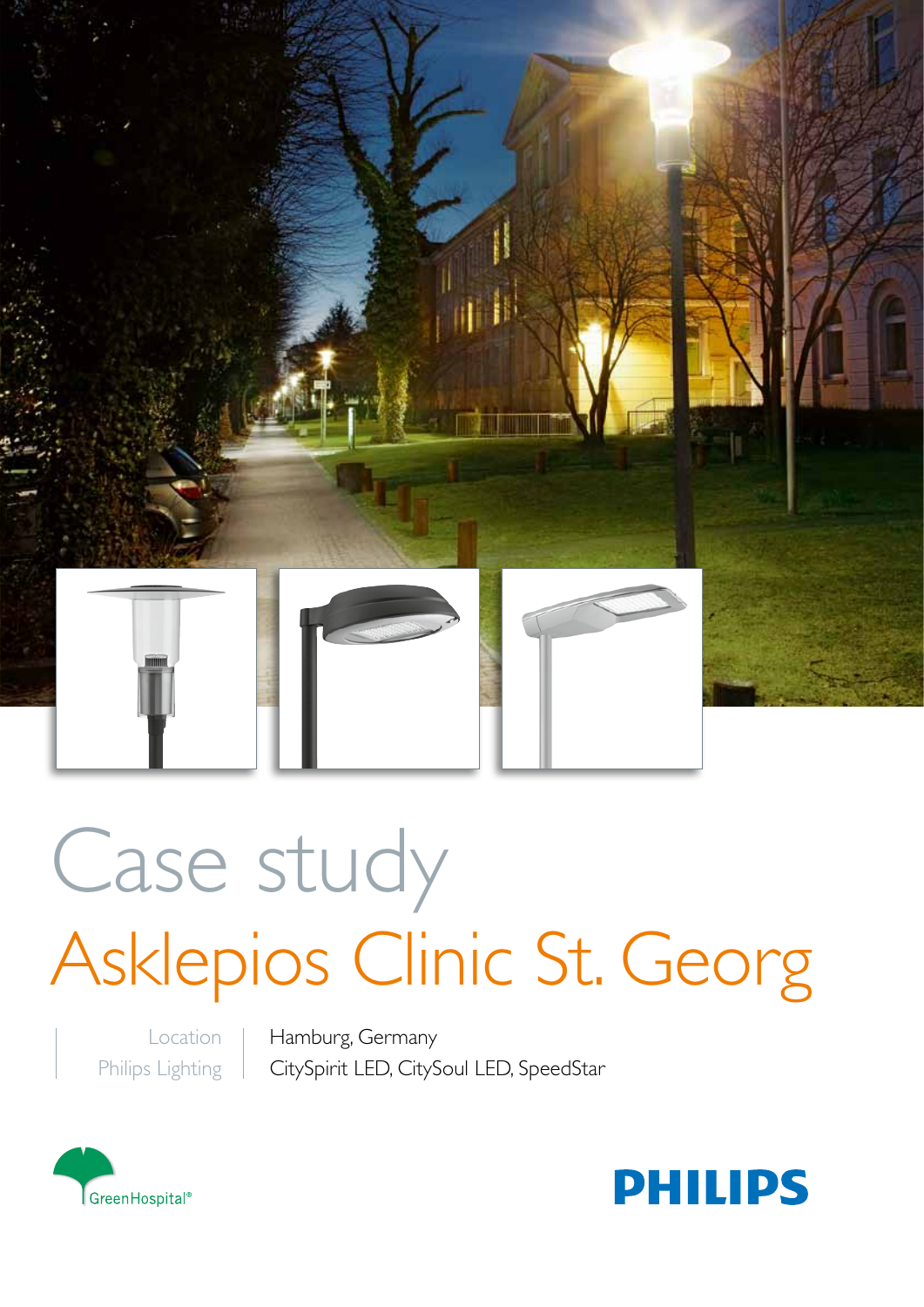# Case study

# Asklepios Clinic St. Georg

| | |
|---|---|
| Location | Hamburg, Germany |
| Philips Lighting | CitySpirit LED, CitySoul LED, SpeedStar |

GreenHospital®

PHILIPS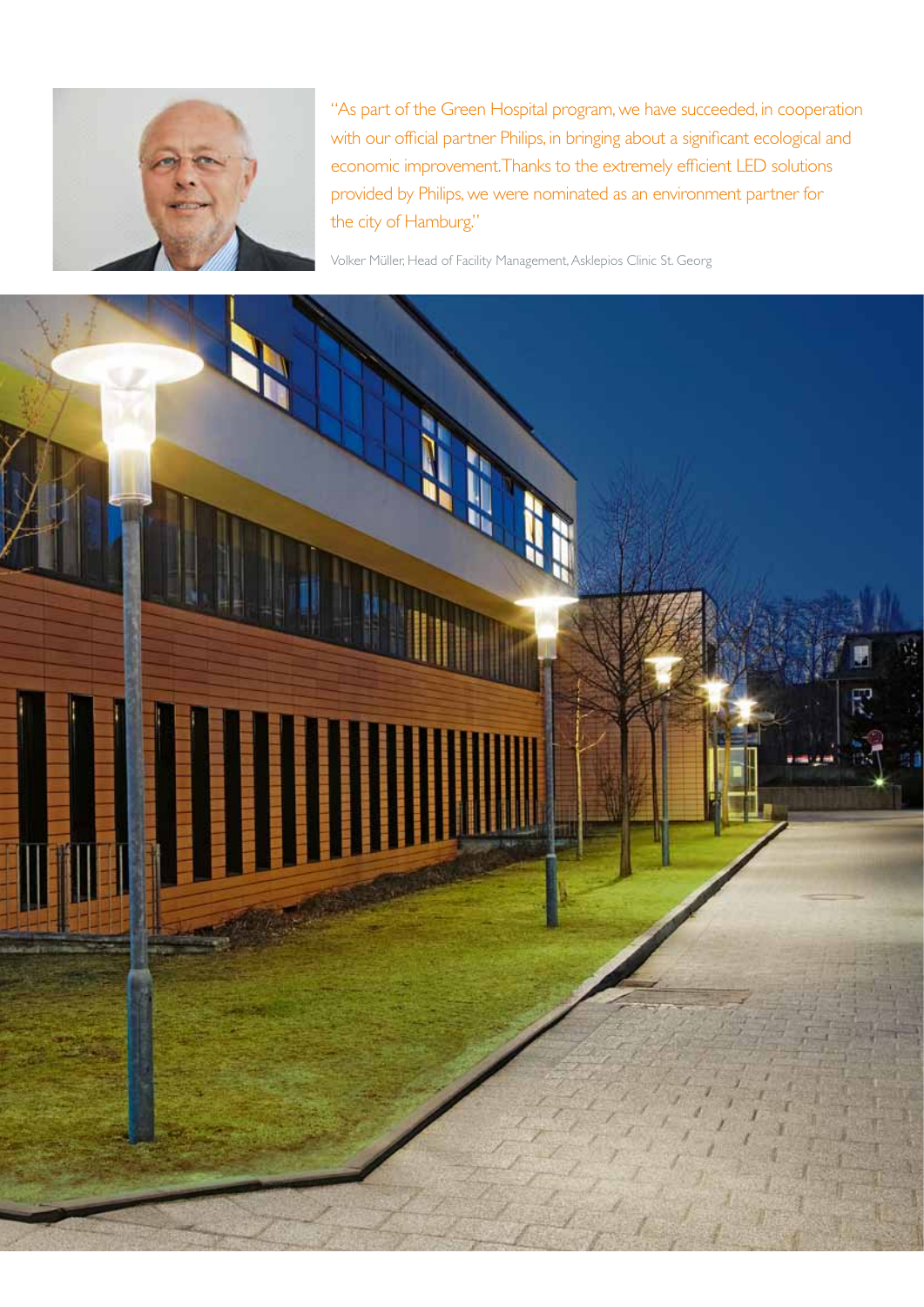"As part of the Green Hospital program, we have succeeded, in cooperation with our official partner Philips, in bringing about a significant ecological and economic improvement. Thanks to the extremely efficient LED solutions provided by Philips, we were nominated as an environment partner for the city of Hamburg."

Volker Müller, Head of Facility Management, Asklepios Clinic St. Georg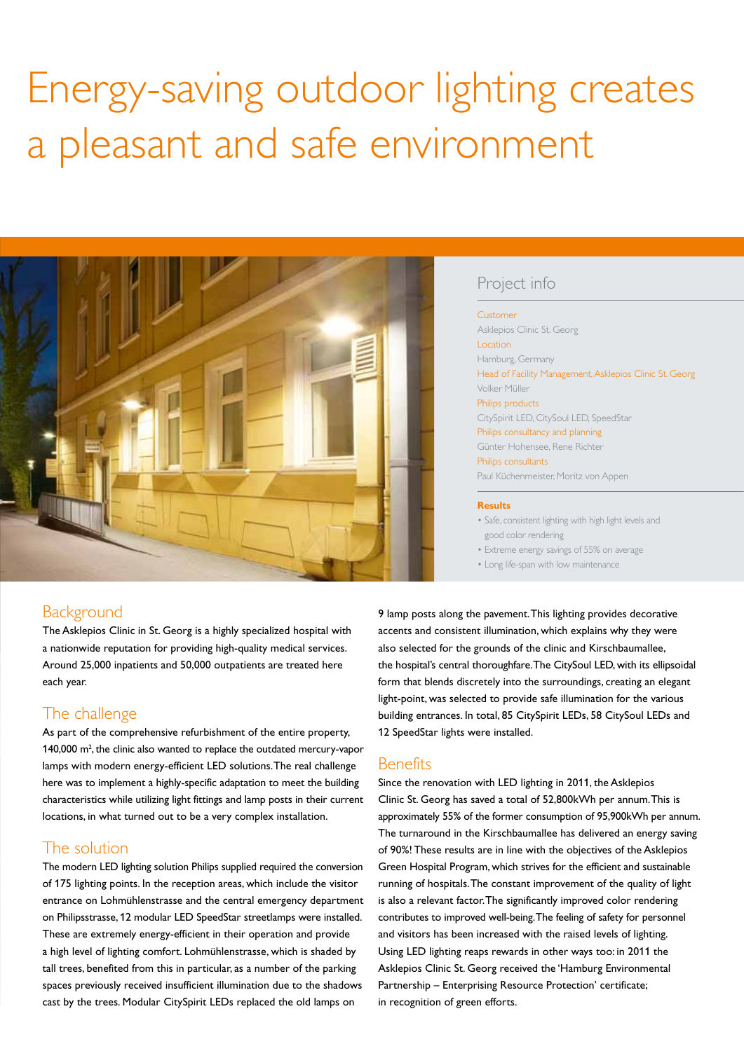# Energy-saving outdoor lighting creates a pleasant and safe environment

## Project info

**Customer**
Asklepios Clinic St. Georg

**Location**
Hamburg, Germany

**Head of Facility Management, Asklepios Clinic St. Georg**
Volker Müller

**Philips products**
CitySpirit LED, CitySoul LED, SpeedStar

**Philips consultancy and planning**
Günter Hohensee, Rene Richter

**Philips consultants**
Paul Küchenmeister, Moritz von Appen

**Results**

- Safe, consistent lighting with high light levels and good color rendering
- Extreme energy savings of 55% on average
- Long life-span with low maintenance

## Background

The Asklepios Clinic in St. Georg is a highly specialized hospital with a nationwide reputation for providing high-quality medical services. Around 25,000 inpatients and 50,000 outpatients are treated here each year.

## The challenge

As part of the comprehensive refurbishment of the entire property, 140,000 m², the clinic also wanted to replace the outdated mercury-vapor lamps with modern energy-efficient LED solutions. The real challenge here was to implement a highly-specific adaptation to meet the building characteristics while utilizing light fittings and lamp posts in their current locations, in what turned out to be a very complex installation.

## The solution

The modern LED lighting solution Philips supplied required the conversion of 175 lighting points. In the reception areas, which include the visitor entrance on Lohmühlenstrasse and the central emergency department on Philipsstrasse, 12 modular LED SpeedStar streetlamps were installed. These are extremely energy-efficient in their operation and provide a high level of lighting comfort. Lohmühlenstrasse, which is shaded by tall trees, benefited from this in particular, as a number of the parking spaces previously received insufficient illumination due to the shadows cast by the trees. Modular CitySpirit LEDs replaced the old lamps on 9 lamp posts along the pavement. This lighting provides decorative accents and consistent illumination, which explains why they were also selected for the grounds of the clinic and Kirschbaumallee, the hospital's central thoroughfare. The CitySoul LED, with its ellipsoidal form that blends discretely into the surroundings, creating an elegant light-point, was selected to provide safe illumination for the various building entrances. In total, 85 CitySpirit LEDs, 58 CitySoul LEDs and 12 SpeedStar lights were installed.

## Benefits

Since the renovation with LED lighting in 2011, the Asklepios Clinic St. Georg has saved a total of 52,800kWh per annum. This is approximately 55% of the former consumption of 95,900kWh per annum. The turnaround in the Kirschbaumallee has delivered an energy saving of 90%! These results are in line with the objectives of the Asklepios Green Hospital Program, which strives for the efficient and sustainable running of hospitals. The constant improvement of the quality of light is also a relevant factor. The significantly improved color rendering contributes to improved well-being. The feeling of safety for personnel and visitors has been increased with the raised levels of lighting. Using LED lighting reaps rewards in other ways too: in 2011 the Asklepios Clinic St. Georg received the 'Hamburg Environmental Partnership – Enterprising Resource Protection' certificate; in recognition of green efforts.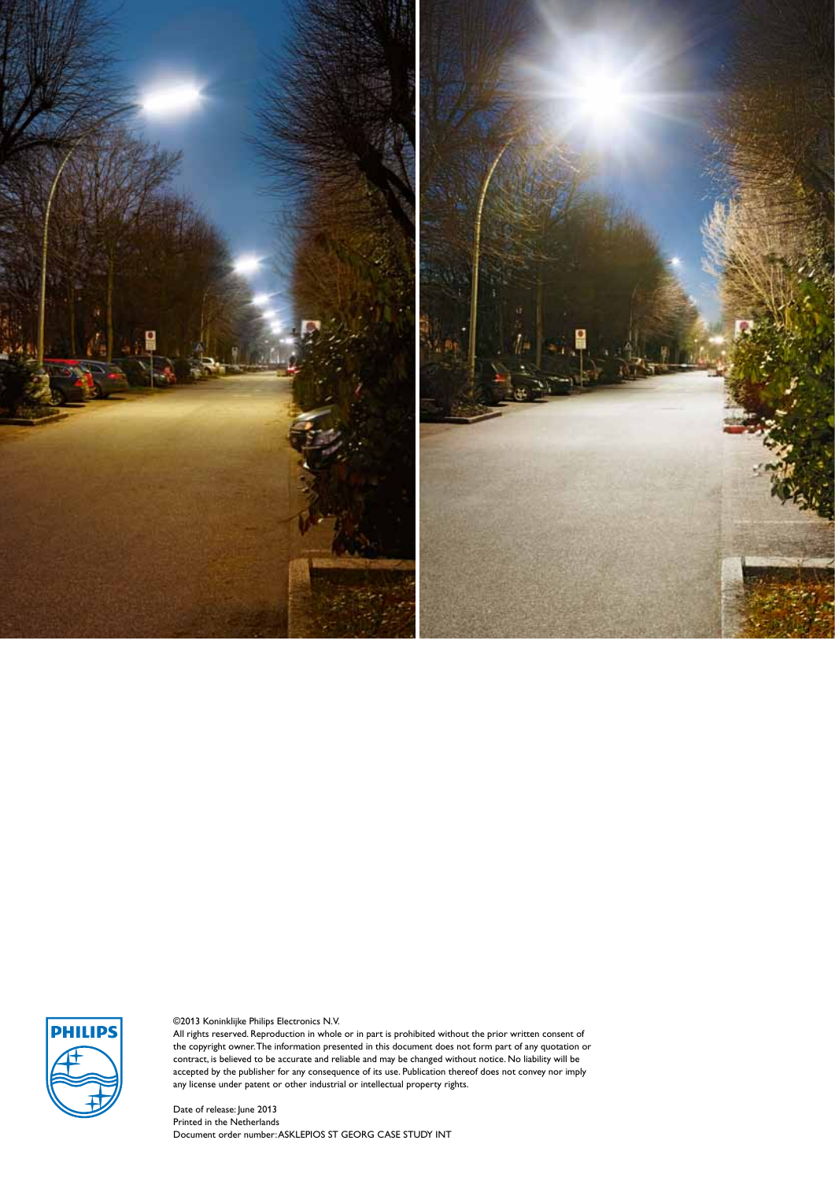©2013 Koninklijke Philips Electronics N.V.

All rights reserved. Reproduction in whole or in part is prohibited without the prior written consent of the copyright owner. The information presented in this document does not form part of any quotation or contract, is believed to be accurate and reliable and may be changed without notice. No liability will be accepted by the publisher for any consequence of its use. Publication thereof does not convey nor imply any license under patent or other industrial or intellectual property rights.

Date of release: June 2013

Printed in the Netherlands

Document order number: ASKLEPIOS ST GEORG CASE STUDY INT